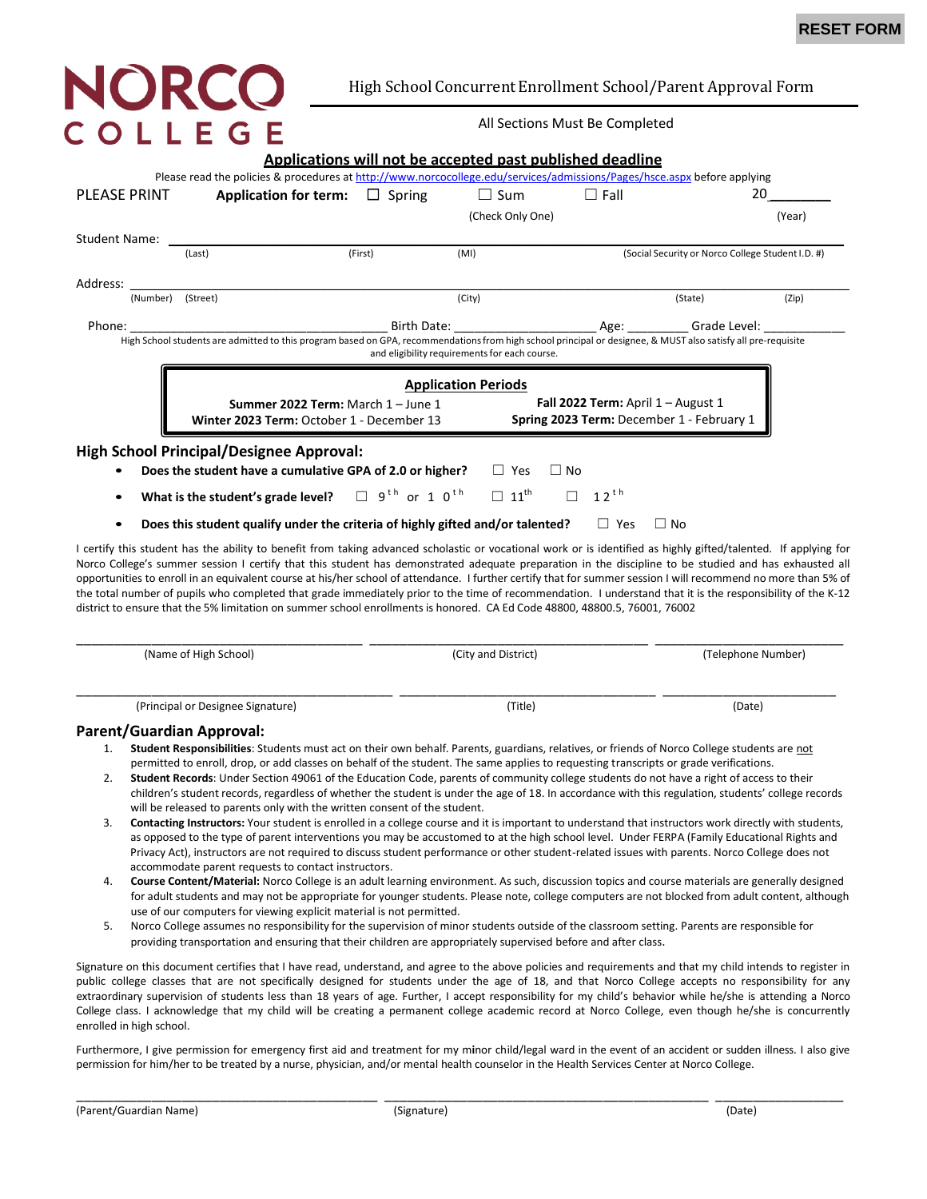RESET FORM

# NORCO COLLEGE

## High School Concurrent Enrollment School/Parent Approval Form

All Sections Must Be Completed

**Applications will not be accepted past published deadline**

Please read the policies & procedures at http://www.norcocollege.edu/services/admissions/Pages/hsce.aspx before applying

PLEASE PRINT **Application for term:** ☐ Spring ☐ Sum ☐ Fall 20________

(Check Only One) (Year)

Student Name: ________________________________________________________________

(Last) (First) (MI) (Social Security or Norco College Student I.D. #)

Address: ________________________________________________________________

(Number) (Street) (City) (State) (Zip)

Phone: ______________________________________ Birth Date: ____________________ Age: _________ Grade Level: ____________

High School students are admitted to this program based on GPA, recommendations from high school principal or designee, & MUST also satisfy all pre-requisite and eligibility requirements for each course.

| **Application Periods** | |
|---|---|
| **Summer 2022 Term:** March 1 – June 1 | **Fall 2022 Term:** April 1 – August 1 |
| **Winter 2023 Term:** October 1 - December 13 | **Spring 2023 Term:** December 1 - February 1 |

## High School Principal/Designee Approval:

- **Does the student have a cumulative GPA of 2.0 or higher?** ☐ Yes ☐ No
- **What is the student's grade level?** ☐ 9th or 10th ☐ 11th ☐ 12th
- **Does this student qualify under the criteria of highly gifted and/or talented?** ☐ Yes ☐ No

I certify this student has the ability to benefit from taking advanced scholastic or vocational work or is identified as highly gifted/talented. If applying for Norco College's summer session I certify that this student has demonstrated adequate preparation in the discipline to be studied and has exhausted all opportunities to enroll in an equivalent course at his/her school of attendance. I further certify that for summer session I will recommend no more than 5% of the total number of pupils who completed that grade immediately prior to the time of recommendation. I understand that it is the responsibility of the K-12 district to ensure that the 5% limitation on summer school enrollments is honored. CA Ed Code 48800, 48800.5, 76001, 76002

_______________________________ _______________________________ _______________________________

(Name of High School) (City and District) (Telephone Number)

_______________________________ _______________________________ _______________________________

(Principal or Designee Signature) (Title) (Date)

## Parent/Guardian Approval:

1. **Student Responsibilities**: Students must act on their own behalf. Parents, guardians, relatives, or friends of Norco College students are not permitted to enroll, drop, or add classes on behalf of the student. The same applies to requesting transcripts or grade verifications.
2. **Student Records**: Under Section 49061 of the Education Code, parents of community college students do not have a right of access to their children's student records, regardless of whether the student is under the age of 18. In accordance with this regulation, students' college records will be released to parents only with the written consent of the student.
3. **Contacting Instructors:** Your student is enrolled in a college course and it is important to understand that instructors work directly with students, as opposed to the type of parent interventions you may be accustomed to at the high school level. Under FERPA (Family Educational Rights and Privacy Act), instructors are not required to discuss student performance or other student-related issues with parents. Norco College does not accommodate parent requests to contact instructors.
4. **Course Content/Material:** Norco College is an adult learning environment. As such, discussion topics and course materials are generally designed for adult students and may not be appropriate for younger students. Please note, college computers are not blocked from adult content, although use of our computers for viewing explicit material is not permitted.
5. Norco College assumes no responsibility for the supervision of minor students outside of the classroom setting. Parents are responsible for providing transportation and ensuring that their children are appropriately supervised before and after class.

Signature on this document certifies that I have read, understand, and agree to the above policies and requirements and that my child intends to register in public college classes that are not specifically designed for students under the age of 18, and that Norco College accepts no responsibility for any extraordinary supervision of students less than 18 years of age. Further, I accept responsibility for my child's behavior while he/she is attending a Norco College class. I acknowledge that my child will be creating a permanent college academic record at Norco College, even though he/she is concurrently enrolled in high school.

Furthermore, I give permission for emergency first aid and treatment for my minor child/legal ward in the event of an accident or sudden illness. I also give permission for him/her to be treated by a nurse, physician, and/or mental health counselor in the Health Services Center at Norco College.

_______________________________ _______________________________ _______________________________

(Parent/Guardian Name) (Signature) (Date)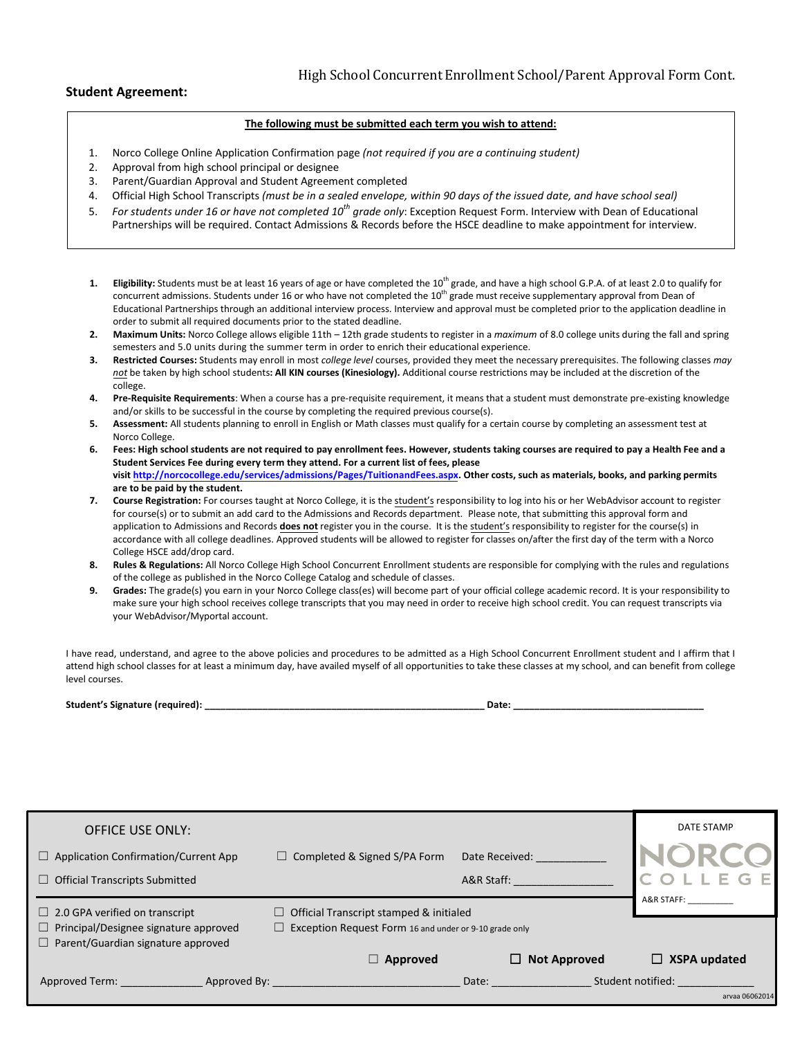High School Concurrent Enrollment School/Parent Approval Form Cont.

## Student Agreement:

**The following must be submitted each term you wish to attend:**

1. Norco College Online Application Confirmation page *(not required if you are a continuing student)*
2. Approval from high school principal or designee
3. Parent/Guardian Approval and Student Agreement completed
4. Official High School Transcripts *(must be in a sealed envelope, within 90 days of the issued date, and have school seal)*
5. *For students under 16 or have not completed 10th grade only*: Exception Request Form. Interview with Dean of Educational Partnerships will be required. Contact Admissions & Records before the HSCE deadline to make appointment for interview.

1. **Eligibility:** Students must be at least 16 years of age or have completed the 10th grade, and have a high school G.P.A. of at least 2.0 to qualify for concurrent admissions. Students under 16 or who have not completed the 10th grade must receive supplementary approval from Dean of Educational Partnerships through an additional interview process. Interview and approval must be completed prior to the application deadline in order to submit all required documents prior to the stated deadline.
2. **Maximum Units:** Norco College allows eligible 11th – 12th grade students to register in a *maximum* of 8.0 college units during the fall and spring semesters and 5.0 units during the summer term in order to enrich their educational experience.
3. **Restricted Courses:** Students may enroll in most *college level* courses, provided they meet the necessary prerequisites. The following classes *may not* be taken by high school students**: All KIN courses (Kinesiology).** Additional course restrictions may be included at the discretion of the college.
4. **Pre-Requisite Requirements**: When a course has a pre-requisite requirement, it means that a student must demonstrate pre-existing knowledge and/or skills to be successful in the course by completing the required previous course(s).
5. **Assessment:** All students planning to enroll in English or Math classes must qualify for a certain course by completing an assessment test at Norco College.
6. **Fees: High school students are not required to pay enrollment fees. However, students taking courses are required to pay a Health Fee and a Student Services Fee during every term they attend. For a current list of fees, please visit http://norcocollege.edu/services/admissions/Pages/TuitionandFees.aspx. Other costs, such as materials, books, and parking permits are to be paid by the student.**
7. **Course Registration:** For courses taught at Norco College, it is the student's responsibility to log into his or her WebAdvisor account to register for course(s) or to submit an add card to the Admissions and Records department. Please note, that submitting this approval form and application to Admissions and Records **does not** register you in the course. It is the student's responsibility to register for the course(s) in accordance with all college deadlines. Approved students will be allowed to register for classes on/after the first day of the term with a Norco College HSCE add/drop card.
8. **Rules & Regulations:** All Norco College High School Concurrent Enrollment students are responsible for complying with the rules and regulations of the college as published in the Norco College Catalog and schedule of classes.
9. **Grades:** The grade(s) you earn in your Norco College class(es) will become part of your official college academic record. It is your responsibility to make sure your high school receives college transcripts that you may need in order to receive high school credit. You can request transcripts via your WebAdvisor/Myportal account.

I have read, understand, and agree to the above policies and procedures to be admitted as a High School Concurrent Enrollment student and I affirm that I attend high school classes for at least a minimum day, have availed myself of all opportunities to take these classes at my school, and can benefit from college level courses.

**Student's Signature (required): ______________________________ Date: ____________________**

OFFICE USE ONLY:

☐ Application Confirmation/Current App ☐ Completed & Signed S/PA Form Date Received: ___________

☐ Official Transcripts Submitted A&R Staff: ________________

DATE STAMP

NORCO COLLEGE

A&R STAFF: _________

☐ 2.0 GPA verified on transcript ☐ Official Transcript stamped & initialed

☐ Principal/Designee signature approved ☐ Exception Request Form 16 and under or 9-10 grade only

☐ Parent/Guardian signature approved

☐ **Approved** ☐ **Not Approved** ☐ **XSPA updated**

Approved Term: _____________ Approved By: ______________________________ Date: ________________ Student notified: ____________

arvaa 06062014